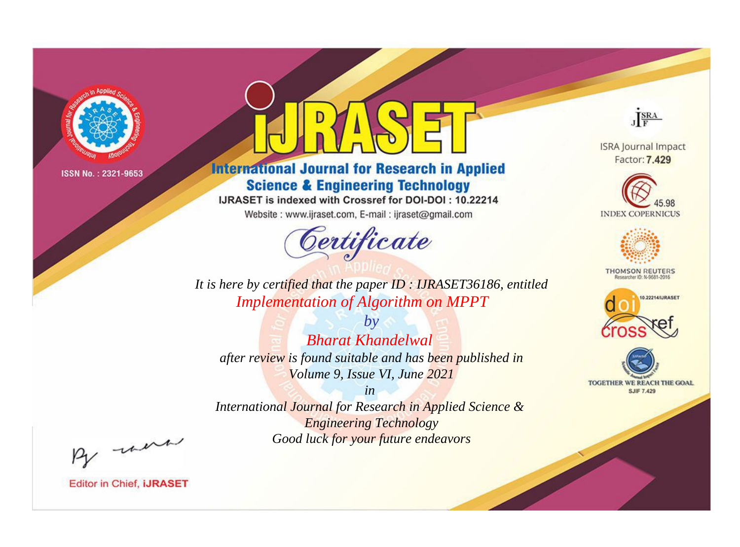ISSN No. : 2321-9653

# IJRASET

## International Journal for Research in Applied Science & Engineering Technology

IJRASET is indexed with Crossref for DOI-DOI : 10.22214

Website : www.ijraset.com, E-mail : ijraset@gmail.com

ISRA Journal Impact Factor: **7.429**

45.98 INDEX COPERNICUS

THOMSON REUTERS Researcher ID: N-9681-2016

10.22214/IJRASET

TOGETHER WE REACH THE GOAL SJIF 7.429

# *Certificate*

*It is here by certified that the paper ID : IJRASET36186, entitled*

*Implementation of Algorithm on MPPT*

*by*

*Bharat Khandelwal*

*after review is found suitable and has been published in*

*Volume 9, Issue VI, June 2021*

*in*

*International Journal for Research in Applied Science & Engineering Technology*

*Good luck for your future endeavors*

Editor in Chief, **IJRASET**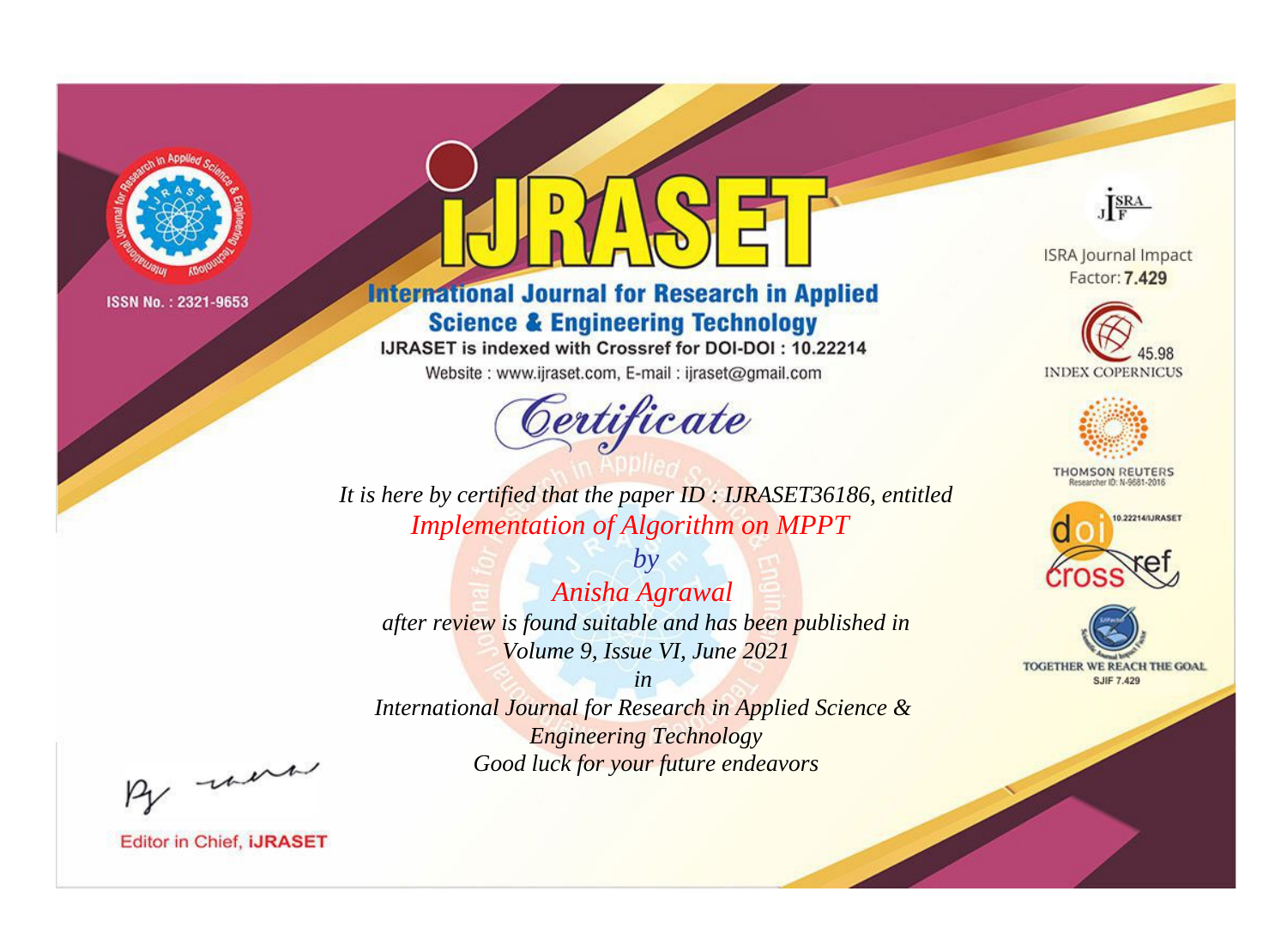ISSN No. : 2321-9653

# IJRASET

## International Journal for Research in Applied Science & Engineering Technology

IJRASET is indexed with Crossref for DOI-DOI : 10.22214

Website : www.ijraset.com, E-mail : ijraset@gmail.com

## *Certificate*

*It is here by certified that the paper ID : IJRASET36186, entitled*

*Implementation of Algorithm on MPPT*

*by*

*Anisha Agrawal*

*after review is found suitable and has been published in*

*Volume 9, Issue VI, June 2021*

*in*

*International Journal for Research in Applied Science & Engineering Technology*

*Good luck for your future endeavors*

ISRA Journal Impact Factor: **7.429**

45.98 INDEX COPERNICUS

THOMSON REUTERS Researcher ID: N-9681-2016

10.22214/IJRASET

TOGETHER WE REACH THE GOAL SJIF 7.429

Editor in Chief, **iJRASET**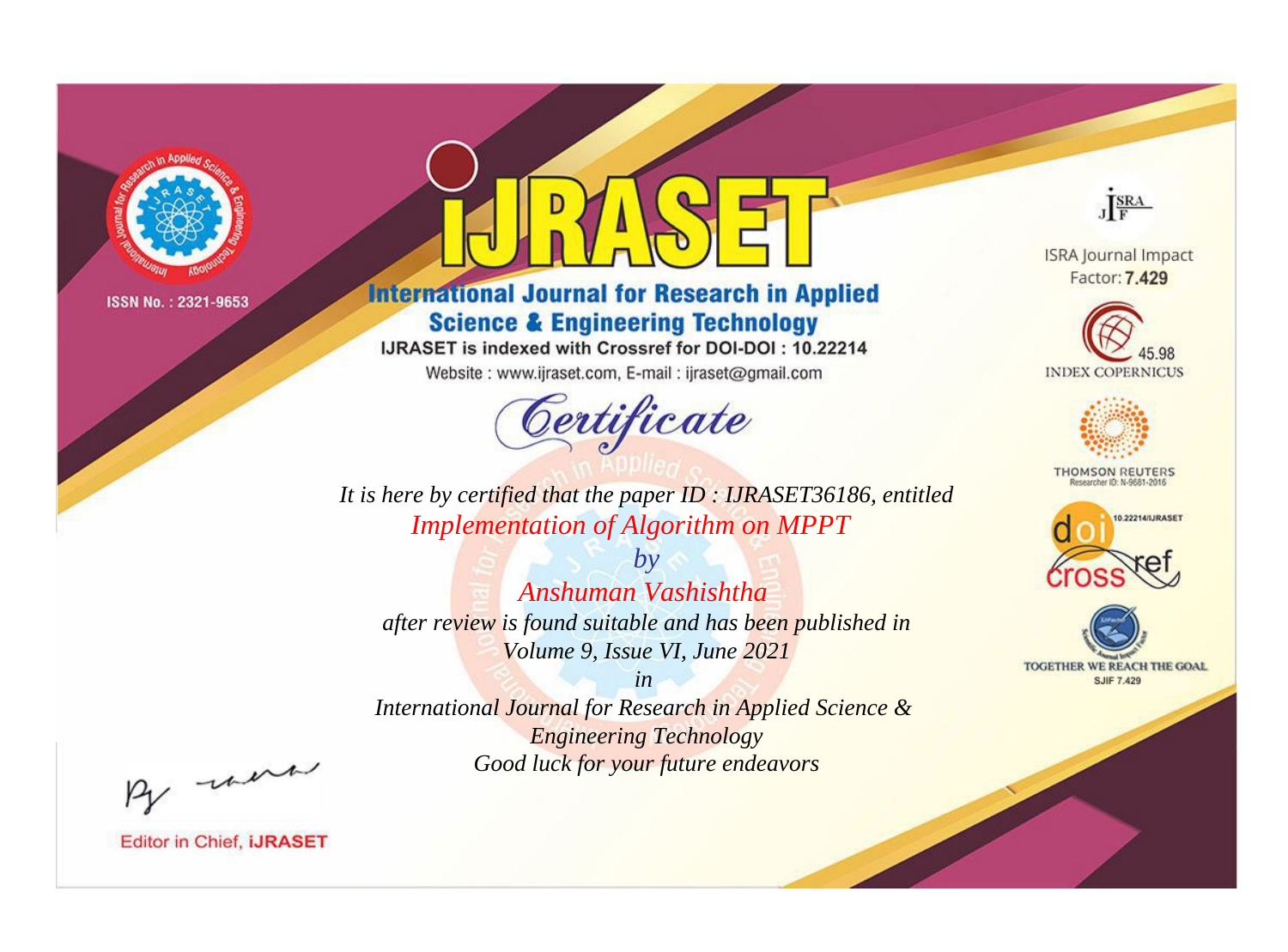ISSN No. : 2321-9653

# iJRASET

## International Journal for Research in Applied Science & Engineering Technology

IJRASET is indexed with Crossref for DOI-DOI : 10.22214

Website : www.ijraset.com, E-mail : ijraset@gmail.com

ISRA Journal Impact Factor: **7.429**

45.98 INDEX COPERNICUS

THOMSON REUTERS Researcher ID: N-9681-2016

10.22214/IJRASET

TOGETHER WE REACH THE GOAL SJIF 7.429

# *Certificate*

*It is here by certified that the paper ID : IJRASET36186, entitled*

*Implementation of Algorithm on MPPT*

*by*

*Anshuman Vashishtha*

*after review is found suitable and has been published in*

*Volume 9, Issue VI, June 2021*

*in*

*International Journal for Research in Applied Science & Engineering Technology*

*Good luck for your future endeavors*

Editor in Chief, **iJRASET**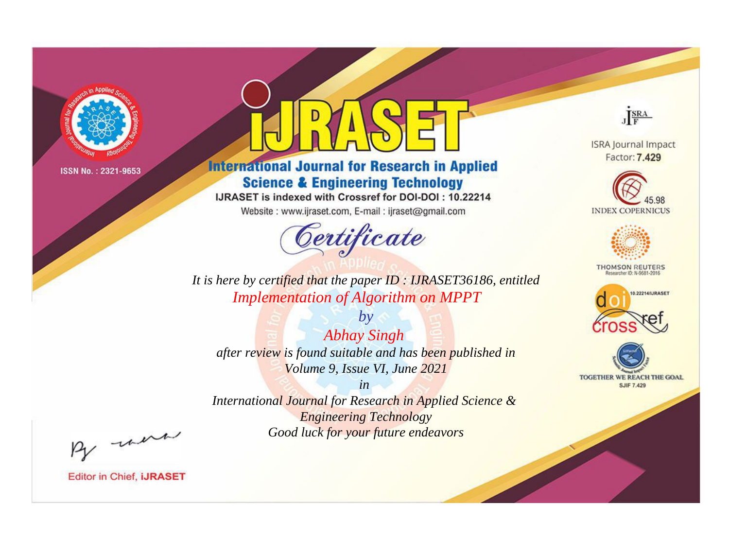ISSN No. : 2321-9653

# IJRASET

## International Journal for Research in Applied Science & Engineering Technology

IJRASET is indexed with Crossref for DOI-DOI : 10.22214

Website : www.ijraset.com, E-mail : ijraset@gmail.com

# Certificate

*It is here by certified that the paper ID : IJRASET36186, entitled*

*Implementation of Algorithm on MPPT*

*by*

*Abhay Singh*

*after review is found suitable and has been published in*

*Volume 9, Issue VI, June 2021*

*in*

*International Journal for Research in Applied Science & Engineering Technology*

*Good luck for your future endeavors*

ISRA Journal Impact Factor: **7.429**

45.98 INDEX COPERNICUS

THOMSON REUTERS Researcher ID: N-9681-2016

10.22214/IJRASET

TOGETHER WE REACH THE GOAL SJIF 7.429

Editor in Chief, **IJRASET**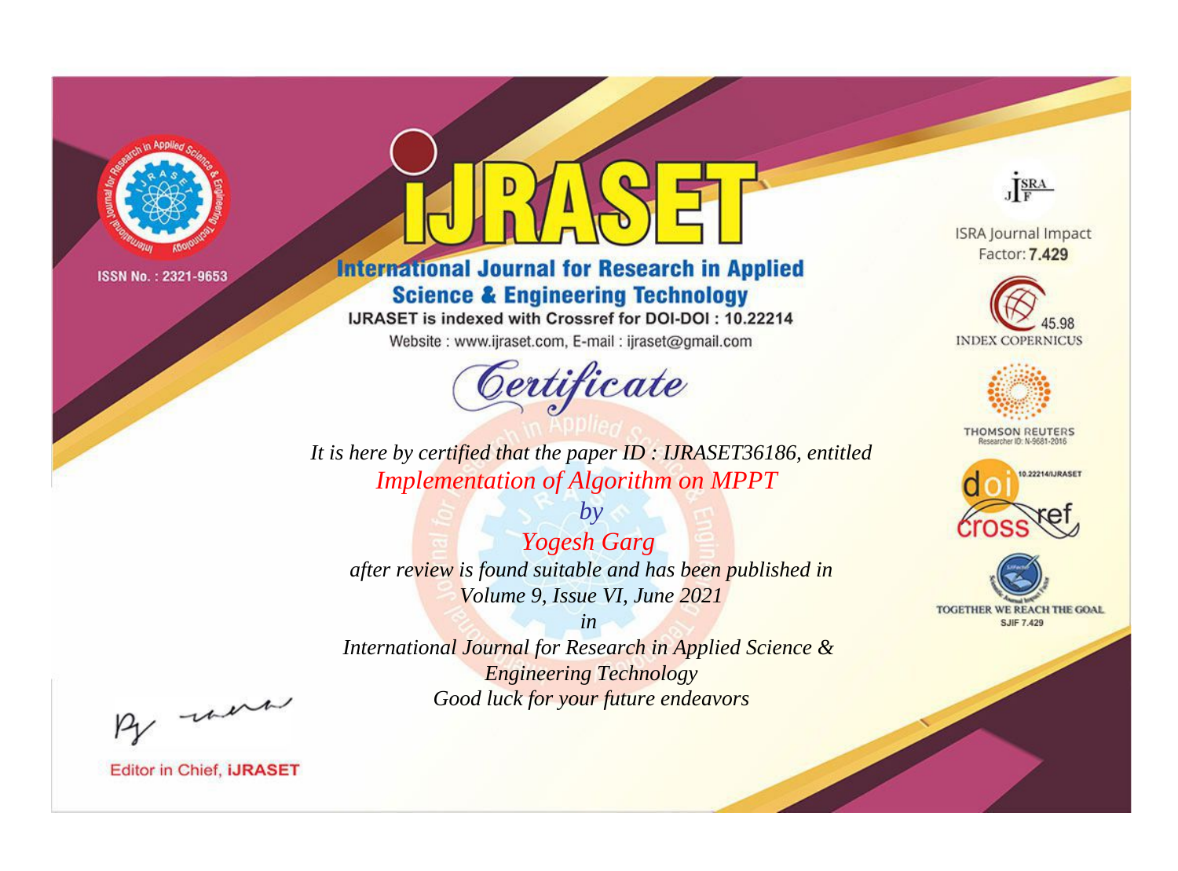ISSN No. : 2321-9653

# IJRASET

## International Journal for Research in Applied Science & Engineering Technology

IJRASET is indexed with Crossref for DOI-DOI : 10.22214

Website : www.ijraset.com, E-mail : ijraset@gmail.com

ISRA Journal Impact Factor: **7.429**

45.98 INDEX COPERNICUS

THOMSON REUTERS Researcher ID: N-9681-2016

10.22214/IJRASET

TOGETHER WE REACH THE GOAL SJIF 7.429

*Certificate*

*It is here by certified that the paper ID : IJRASET36186, entitled*

*Implementation of Algorithm on MPPT*

*by*

*Yogesh Garg*

*after review is found suitable and has been published in*

*Volume 9, Issue VI, June 2021*

*in*

*International Journal for Research in Applied Science & Engineering Technology*

*Good luck for your future endeavors*

Editor in Chief, **iJRASET**